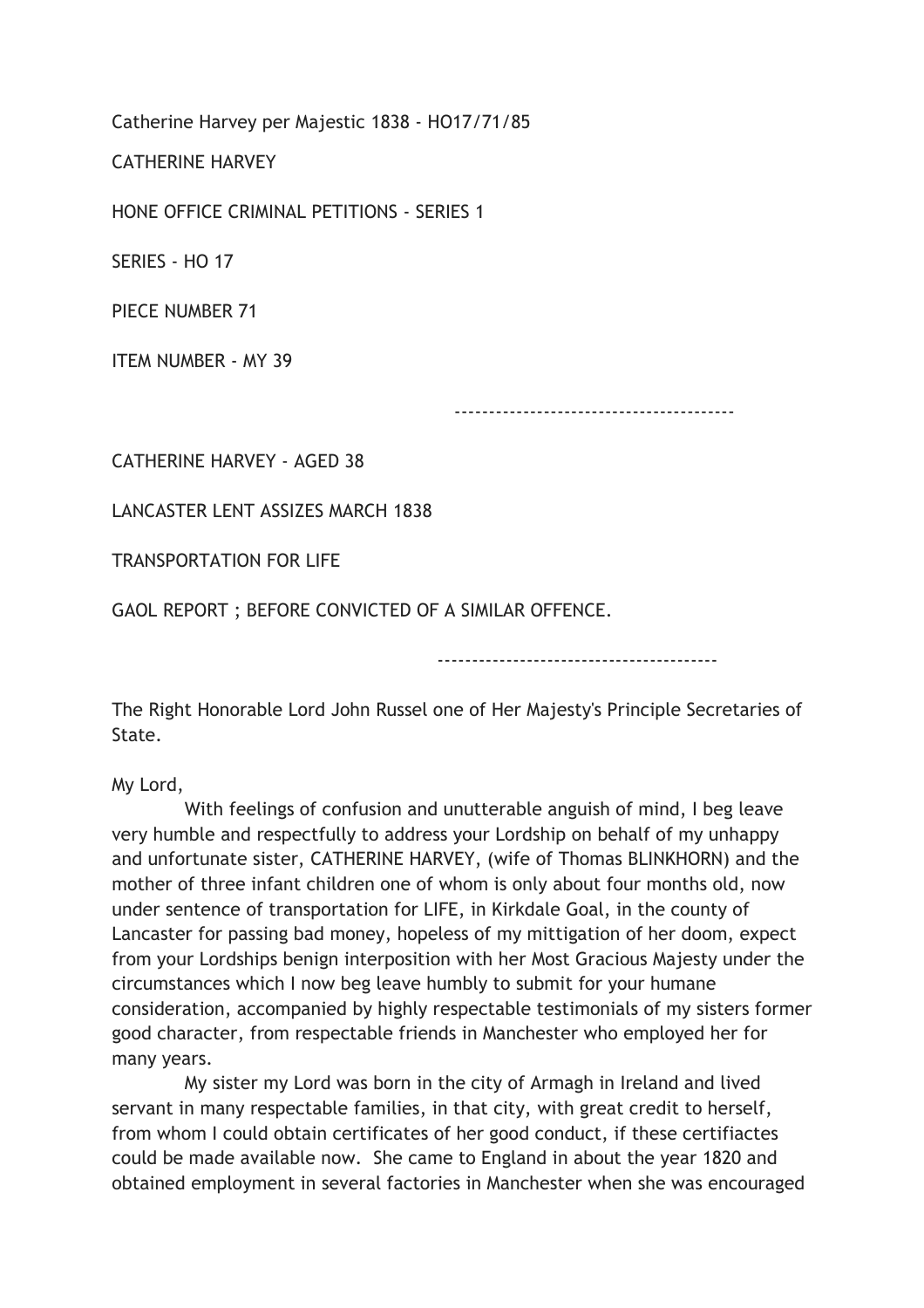Catherine Harvey per Majestic 1838 - HO17/71/85

CATHERINE HARVEY

HONE OFFICE CRIMINAL PETITIONS - SERIES 1

SERIES - HO 17

PIECE NUMBER 71

ITEM NUMBER - MY 39

----------------------------------------

CATHERINE HARVEY - AGED 38

LANCASTER LENT ASSIZES MARCH 1838

TRANSPORTATION FOR LIFE

GAOL REPORT ; BEFORE CONVICTED OF A SIMILAR OFFENCE.

----------------------------------------

The Right Honorable Lord John Russel one of Her Majesty's Principle Secretaries of State.

My Lord,

With feelings of confusion and unutterable anguish of mind, I beg leave very humble and respectfully to address your Lordship on behalf of my unhappy and unfortunate sister, CATHERINE HARVEY, (wife of Thomas BLINKHORN) and the mother of three infant children one of whom is only about four months old, now under sentence of transportation for LIFE, in Kirkdale Goal, in the county of Lancaster for passing bad money, hopeless of my mittigation of her doom, expect from your Lordships benign interposition with her Most Gracious Majesty under the circumstances which I now beg leave humbly to submit for your humane consideration, accompanied by highly respectable testimonials of my sisters former good character, from respectable friends in Manchester who employed her for many years.

My sister my Lord was born in the city of Armagh in Ireland and lived servant in many respectable families, in that city, with great credit to herself, from whom I could obtain certificates of her good conduct, if these certifiactes could be made available now. She came to England in about the year 1820 and obtained employment in several factories in Manchester when she was encouraged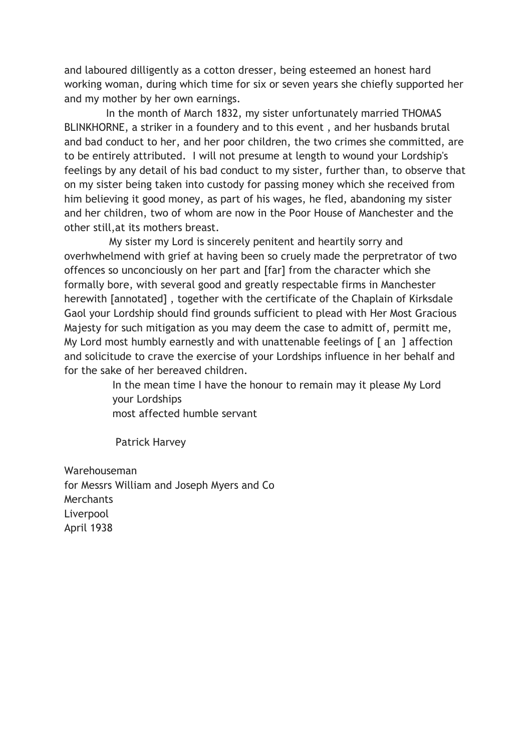and laboured dilligently as a cotton dresser, being esteemed an honest hard working woman, during which time for six or seven years she chiefly supported her and my mother by her own earnings.

In the month of March 1832, my sister unfortunately married THOMAS BLINKHORNE, a striker in a foundery and to this event , and her husbands brutal and bad conduct to her, and her poor children, the two crimes she committed, are to be entirely attributed. I will not presume at length to wound your Lordship's feelings by any detail of his bad conduct to my sister, further than, to observe that on my sister being taken into custody for passing money which she received from him believing it good money, as part of his wages, he fled, abandoning my sister and her children, two of whom are now in the Poor House of Manchester and the other still,at its mothers breast.

My sister my Lord is sincerely penitent and heartily sorry and overhwhelmend with grief at having been so cruely made the perpretrator of two offences so unconciously on her part and [far] from the character which she formally bore, with several good and greatly respectable firms in Manchester herewith [annotated] , together with the certificate of the Chaplain of Kirksdale Gaol your Lordship should find grounds sufficient to plead with Her Most Gracious Majesty for such mitigation as you may deem the case to admitt of, permitt me, My Lord most humbly earnestly and with unattenable feelings of [ an ] affection and solicitude to crave the exercise of your Lordships influence in her behalf and for the sake of her bereaved children.

In the mean time I have the honour to remain may it please My Lord
your Lordships
most affected humble servant

Patrick Harvey

Warehouseman
for Messrs William and Joseph Myers and Co
Merchants
Liverpool
April 1938